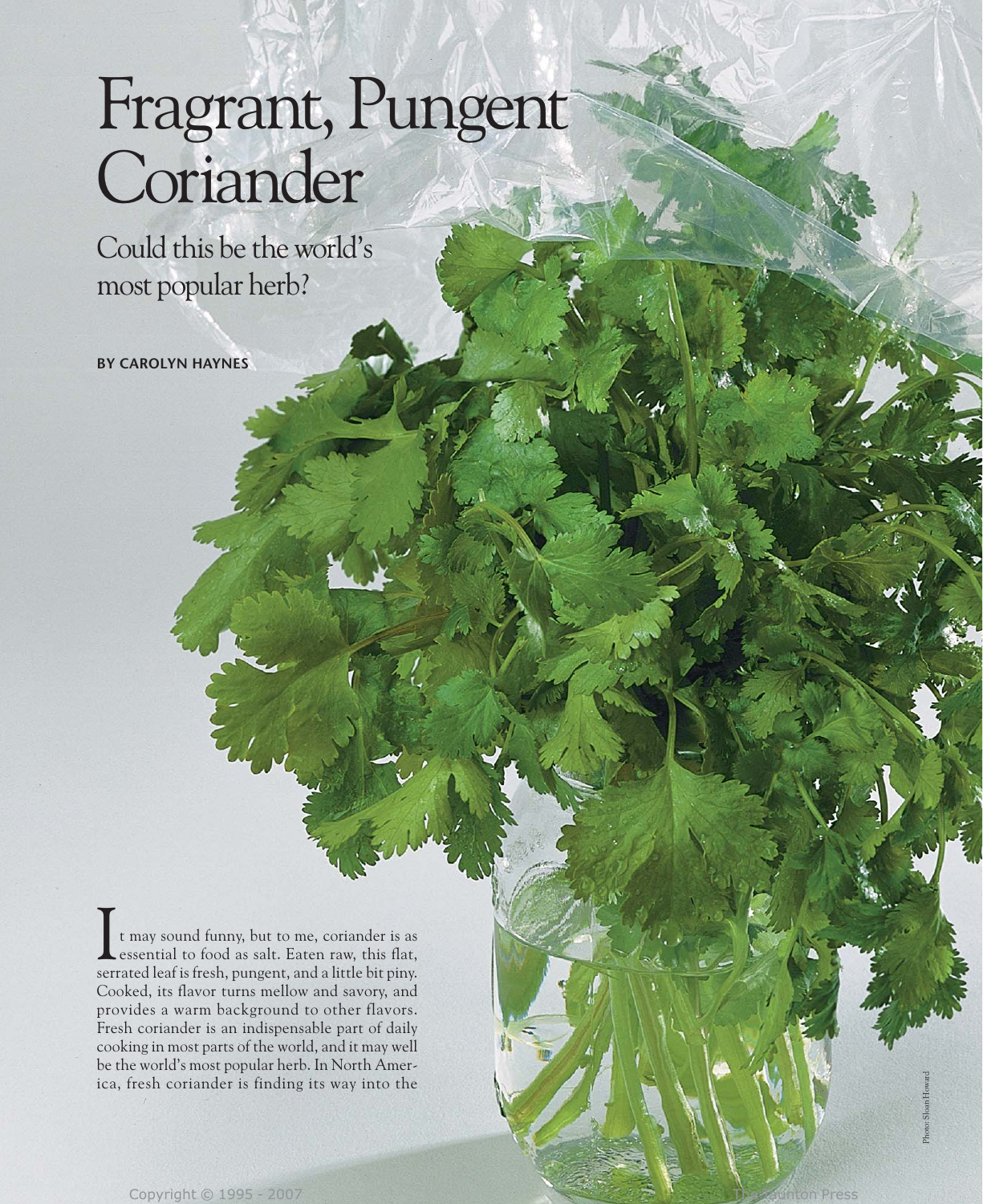# Fragrant, Pungent Coriander

## Could this be the world's most popular herb?

**BY CAROLYN HAYNES**

It may sound funny, but to me, coriander is as essential to food as salt. Eaten raw, this flat, serrated leaf is fresh, pungent, and a little bit piny. Cooked, its flavor turns mellow and savory, and provides a warm background to other flavors. Fresh coriander is an indispensable part of daily cooking in most parts of the world, and it may well be the world's most popular herb. In North America, fresh coriander is finding its way into the

Photo: Sloan Howard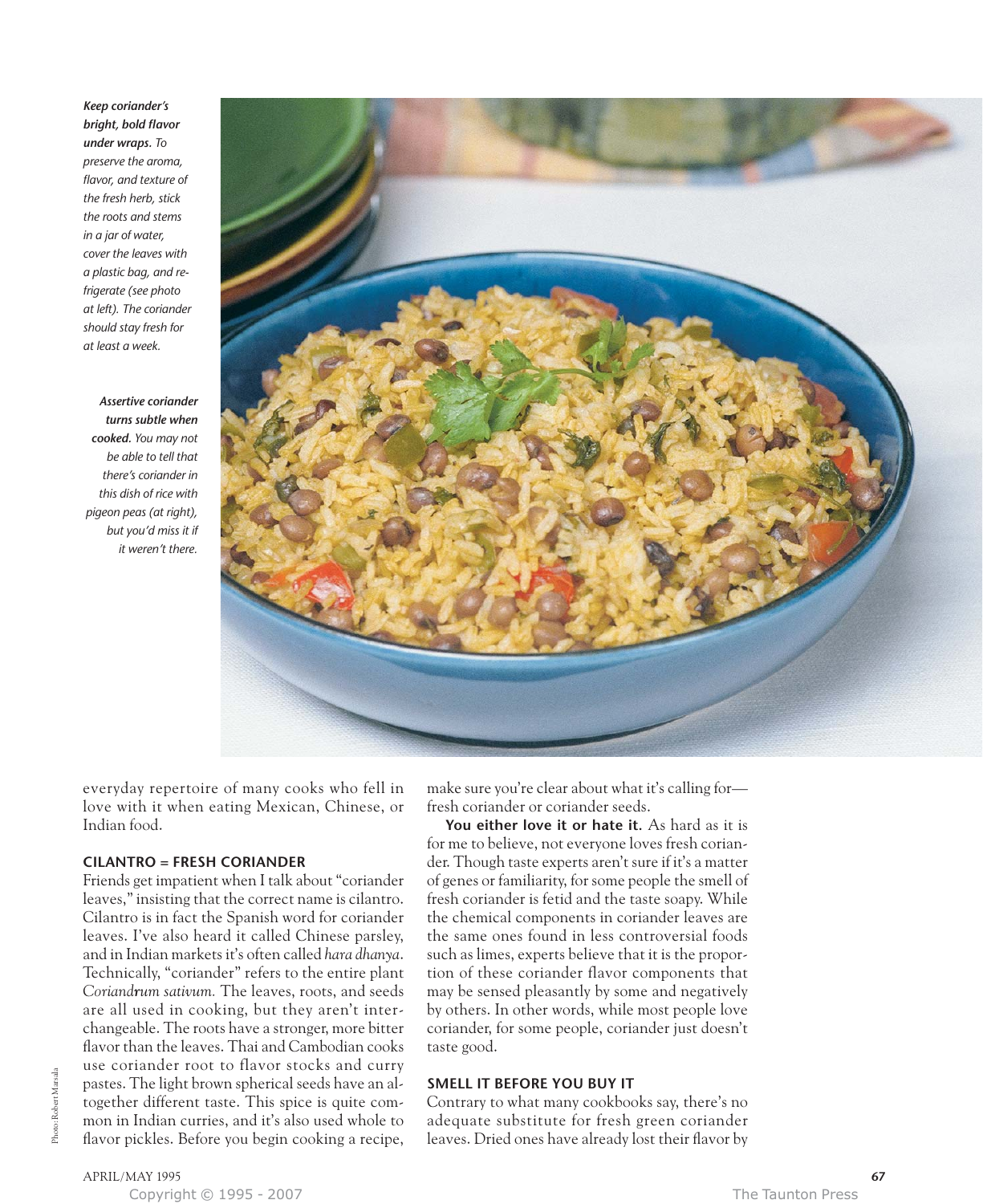***Keep coriander's bright, bold flavor under wraps.*** *To preserve the aroma, flavor, and texture of the fresh herb, stick the roots and stems in a jar of water, cover the leaves with a plastic bag, and refrigerate (see photo at left). The coriander should stay fresh for at least a week.*

***Assertive coriander turns subtle when cooked.*** *You may not be able to tell that there's coriander in this dish of rice with pigeon peas (at right), but you'd miss it if it weren't there.*

everyday repertoire of many cooks who fell in love with it when eating Mexican, Chinese, or Indian food.

## CILANTRO = FRESH CORIANDER

Friends get impatient when I talk about "coriander leaves," insisting that the correct name is cilantro. Cilantro is in fact the Spanish word for coriander leaves. I've also heard it called Chinese parsley, and in Indian markets it's often called *hara dhanya*. Technically, "coriander" refers to the entire plant *Coriandrum sativum.* The leaves, roots, and seeds are all used in cooking, but they aren't interchangeable. The roots have a stronger, more bitter flavor than the leaves. Thai and Cambodian cooks use coriander root to flavor stocks and curry pastes. The light brown spherical seeds have an altogether different taste. This spice is quite common in Indian curries, and it's also used whole to flavor pickles. Before you begin cooking a recipe, make sure you're clear about what it's calling for—fresh coriander or coriander seeds.

**You either love it or hate it.** As hard as it is for me to believe, not everyone loves fresh coriander. Though taste experts aren't sure if it's a matter of genes or familiarity, for some people the smell of fresh coriander is fetid and the taste soapy. While the chemical components in coriander leaves are the same ones found in less controversial foods such as limes, experts believe that it is the proportion of these coriander flavor components that may be sensed pleasantly by some and negatively by others. In other words, while most people love coriander, for some people, coriander just doesn't taste good.

## SMELL IT BEFORE YOU BUY IT

Contrary to what many cookbooks say, there's no adequate substitute for fresh green coriander leaves. Dried ones have already lost their flavor by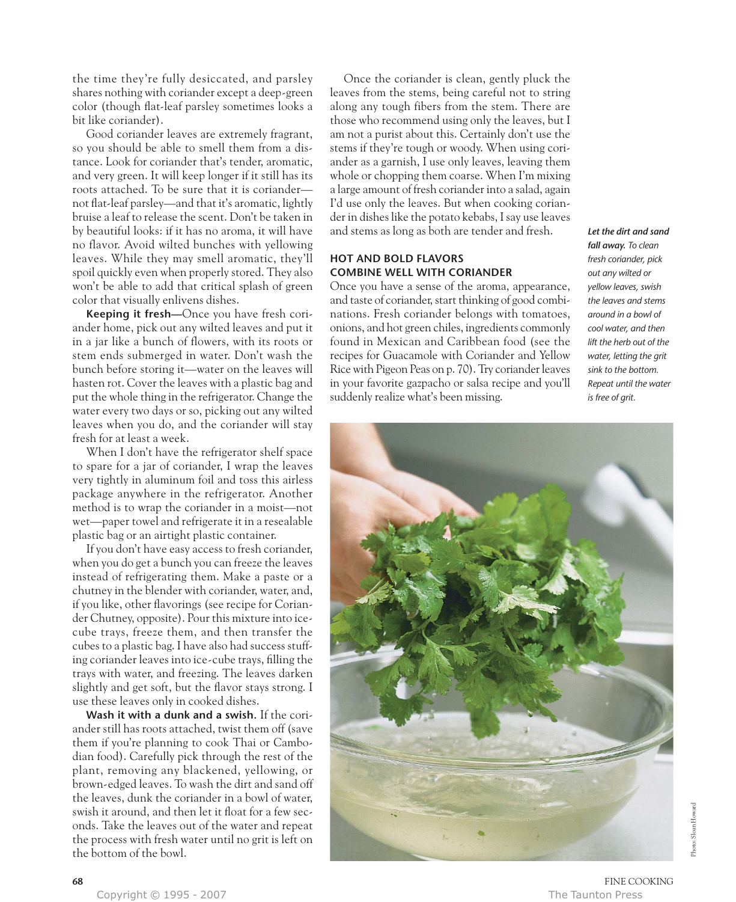the time they're fully desiccated, and parsley shares nothing with coriander except a deep-green color (though flat-leaf parsley sometimes looks a bit like coriander).

Good coriander leaves are extremely fragrant, so you should be able to smell them from a distance. Look for coriander that's tender, aromatic, and very green. It will keep longer if it still has its roots attached. To be sure that it is coriander—not flat-leaf parsley—and that it's aromatic, lightly bruise a leaf to release the scent. Don't be taken in by beautiful looks: if it has no aroma, it will have no flavor. Avoid wilted bunches with yellowing leaves. While they may smell aromatic, they'll spoil quickly even when properly stored. They also won't be able to add that critical splash of green color that visually enlivens dishes.

**Keeping it fresh**—Once you have fresh coriander home, pick out any wilted leaves and put it in a jar like a bunch of flowers, with its roots or stem ends submerged in water. Don't wash the bunch before storing it—water on the leaves will hasten rot. Cover the leaves with a plastic bag and put the whole thing in the refrigerator. Change the water every two days or so, picking out any wilted leaves when you do, and the coriander will stay fresh for at least a week.

When I don't have the refrigerator shelf space to spare for a jar of coriander, I wrap the leaves very tightly in aluminum foil and toss this airless package anywhere in the refrigerator. Another method is to wrap the coriander in a moist—not wet—paper towel and refrigerate it in a resealable plastic bag or an airtight plastic container.

If you don't have easy access to fresh coriander, when you do get a bunch you can freeze the leaves instead of refrigerating them. Make a paste or a chutney in the blender with coriander, water, and, if you like, other flavorings (see recipe for Coriander Chutney, opposite). Pour this mixture into ice-cube trays, freeze them, and then transfer the cubes to a plastic bag. I have also had success stuffing coriander leaves into ice-cube trays, filling the trays with water, and freezing. The leaves darken slightly and get soft, but the flavor stays strong. I use these leaves only in cooked dishes.

**Wash it with a dunk and a swish.** If the coriander still has roots attached, twist them off (save them if you're planning to cook Thai or Cambodian food). Carefully pick through the rest of the plant, removing any blackened, yellowing, or brown-edged leaves. To wash the dirt and sand off the leaves, dunk the coriander in a bowl of water, swish it around, and then let it float for a few seconds. Take the leaves out of the water and repeat the process with fresh water until no grit is left on the bottom of the bowl.

Once the coriander is clean, gently pluck the leaves from the stems, being careful not to string along any tough fibers from the stem. There are those who recommend using only the leaves, but I am not a purist about this. Certainly don't use the stems if they're tough or woody. When using coriander as a garnish, I use only leaves, leaving them whole or chopping them coarse. When I'm mixing a large amount of fresh coriander into a salad, again I'd use only the leaves. But when cooking coriander in dishes like the potato kebabs, I say use leaves and stems as long as both are tender and fresh.

## HOT AND BOLD FLAVORS COMBINE WELL WITH CORIANDER

Once you have a sense of the aroma, appearance, and taste of coriander, start thinking of good combinations. Fresh coriander belongs with tomatoes, onions, and hot green chiles, ingredients commonly found in Mexican and Caribbean food (see the recipes for Guacamole with Coriander and Yellow Rice with Pigeon Peas on p. 70). Try coriander leaves in your favorite gazpacho or salsa recipe and you'll suddenly realize what's been missing.

***Let the dirt and sand fall away.*** *To clean fresh coriander, pick out any wilted or yellow leaves, swish the leaves and stems around in a bowl of cool water, and then lift the herb out of the water, letting the grit sink to the bottom. Repeat until the water is free of grit.*

Photo: Sloan Howard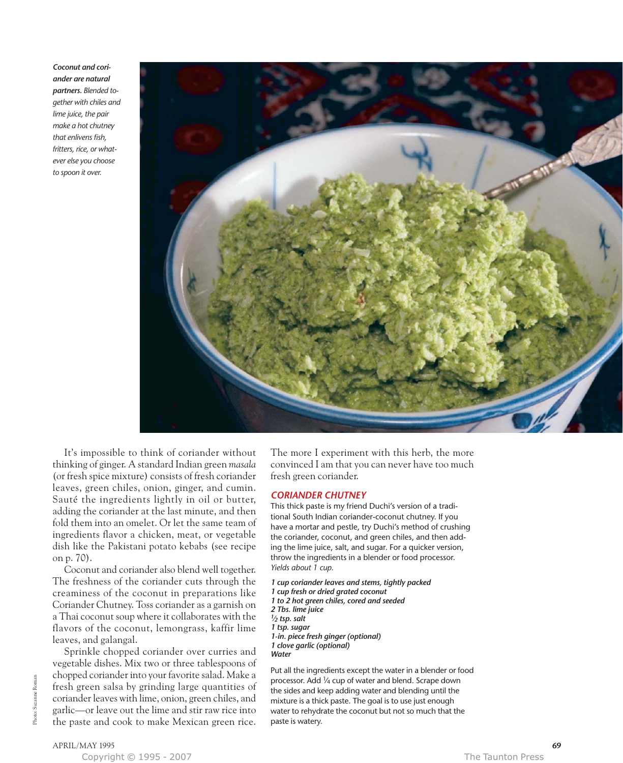***Coconut and coriander are natural partners.*** *Blended together with chiles and lime juice, the pair make a hot chutney that enlivens fish, fritters, rice, or whatever else you choose to spoon it over.*

It's impossible to think of coriander without thinking of ginger. A standard Indian green *masala* (or fresh spice mixture) consists of fresh coriander leaves, green chiles, onion, ginger, and cumin. Sauté the ingredients lightly in oil or butter, adding the coriander at the last minute, and then fold them into an omelet. Or let the same team of ingredients flavor a chicken, meat, or vegetable dish like the Pakistani potato kebabs (see recipe on p. 70).

Coconut and coriander also blend well together. The freshness of the coriander cuts through the creaminess of the coconut in preparations like Coriander Chutney. Toss coriander as a garnish on a Thai coconut soup where it collaborates with the flavors of the coconut, lemongrass, kaffir lime leaves, and galangal.

Sprinkle chopped coriander over curries and vegetable dishes. Mix two or three tablespoons of chopped coriander into your favorite salad. Make a fresh green salsa by grinding large quantities of coriander leaves with lime, onion, green chiles, and garlic—or leave out the lime and stir raw rice into the paste and cook to make Mexican green rice. The more I experiment with this herb, the more convinced I am that you can never have too much fresh green coriander.

### CORIANDER CHUTNEY

This thick paste is my friend Duchi's version of a traditional South Indian coriander-coconut chutney. If you have a mortar and pestle, try Duchi's method of crushing the coriander, coconut, and green chiles, and then adding the lime juice, salt, and sugar. For a quicker version, throw the ingredients in a blender or food processor. *Yields about 1 cup.*

***1 cup coriander leaves and stems, tightly packed***
***1 cup fresh or dried grated coconut***
***1 to 2 hot green chiles, cored and seeded***
***2 Tbs. lime juice***
***½ tsp. salt***
***1 tsp. sugar***
***1-in. piece fresh ginger (optional)***
***1 clove garlic (optional)***
***Water***

Put all the ingredients except the water in a blender or food processor. Add ¼ cup of water and blend. Scrape down the sides and keep adding water and blending until the mixture is a thick paste. The goal is to use just enough water to rehydrate the coconut but not so much that the paste is watery.

Photo: Suzanne Roman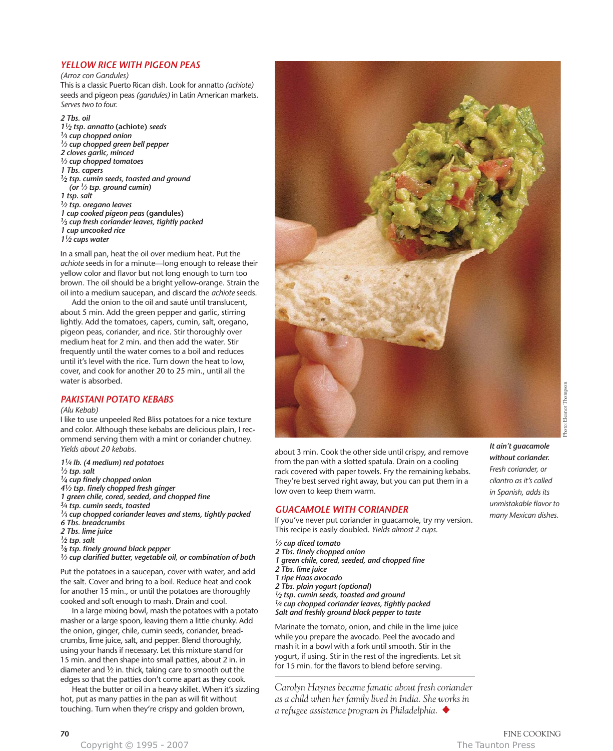## YELLOW RICE WITH PIGEON PEAS

(Arroz con Gandules)

This is a classic Puerto Rican dish. Look for annatto *(achiote)* seeds and pigeon peas *(gandules)* in Latin American markets. *Serves two to four.*

***2 Tbs. oil***
***1½ tsp. annatto* (achiote) *seeds***
***⅓ cup chopped onion***
***½ cup chopped green bell pepper***
***2 cloves garlic, minced***
***½ cup chopped tomatoes***
***1 Tbs. capers***
***½ tsp. cumin seeds, toasted and ground (or ½ tsp. ground cumin)***
***1 tsp. salt***
***½ tsp. oregano leaves***
***1 cup cooked pigeon peas* (gandules)**
***⅓ cup fresh coriander leaves, tightly packed***
***1 cup uncooked rice***
***1½ cups water***

In a small pan, heat the oil over medium heat. Put the *achiote* seeds in for a minute—long enough to release their yellow color and flavor but not long enough to turn too brown. The oil should be a bright yellow-orange. Strain the oil into a medium saucepan, and discard the *achiote* seeds.

Add the onion to the oil and sauté until translucent, about 5 min. Add the green pepper and garlic, stirring lightly. Add the tomatoes, capers, cumin, salt, oregano, pigeon peas, coriander, and rice. Stir thoroughly over medium heat for 2 min. and then add the water. Stir frequently until the water comes to a boil and reduces until it's level with the rice. Turn down the heat to low, cover, and cook for another 20 to 25 min., until all the water is absorbed.

## PAKISTANI POTATO KEBABS

(Alu Kebab)

I like to use unpeeled Red Bliss potatoes for a nice texture and color. Although these kebabs are delicious plain, I recommend serving them with a mint or coriander chutney. *Yields about 20 kebabs.*

***1¼ lb. (4 medium) red potatoes***
***½ tsp. salt***
***¼ cup finely chopped onion***
***4½ tsp. finely chopped fresh ginger***
***1 green chile, cored, seeded, and chopped fine***
***¾ tsp. cumin seeds, toasted***
***⅓ cup chopped coriander leaves and stems, tightly packed***
***6 Tbs. breadcrumbs***
***2 Tbs. lime juice***
***½ tsp. salt***
***⅛ tsp. finely ground black pepper***
***½ cup clarified butter, vegetable oil, or combination of both***

Put the potatoes in a saucepan, cover with water, and add the salt. Cover and bring to a boil. Reduce heat and cook for another 15 min., or until the potatoes are thoroughly cooked and soft enough to mash. Drain and cool.

In a large mixing bowl, mash the potatoes with a potato masher or a large spoon, leaving them a little chunky. Add the onion, ginger, chile, cumin seeds, coriander, breadcrumbs, lime juice, salt, and pepper. Blend thoroughly, using your hands if necessary. Let this mixture stand for 15 min. and then shape into small patties, about 2 in. in diameter and ½ in. thick, taking care to smooth out the edges so that the patties don't come apart as they cook.

Heat the butter or oil in a heavy skillet. When it's sizzling hot, put as many patties in the pan as will fit without touching. Turn when they're crispy and golden brown, about 3 min. Cook the other side until crispy, and remove from the pan with a slotted spatula. Drain on a cooling rack covered with paper towels. Fry the remaining kebabs. They're best served right away, but you can put them in a low oven to keep them warm.

**It ain't guacamole without coriander.** *Fresh coriander, or cilantro as it's called in Spanish, adds its unmistakable flavor to many Mexican dishes.*

## GUACAMOLE WITH CORIANDER

If you've never put coriander in guacamole, try my version. This recipe is easily doubled. *Yields almost 2 cups.*

***½ cup diced tomato***
***2 Tbs. finely chopped onion***
***1 green chile, cored, seeded, and chopped fine***
***2 Tbs. lime juice***
***1 ripe Haas avocado***
***2 Tbs. plain yogurt (optional)***
***½ tsp. cumin seeds, toasted and ground***
***¼ cup chopped coriander leaves, tightly packed***
***Salt and freshly ground black pepper to taste***

Marinate the tomato, onion, and chile in the lime juice while you prepare the avocado. Peel the avocado and mash it in a bowl with a fork until smooth. Stir in the yogurt, if using. Stir in the rest of the ingredients. Let sit for 15 min. for the flavors to blend before serving.

---

*Carolyn Haynes became fanatic about fresh coriander as a child when her family lived in India. She works in a refugee assistance program in Philadelphia.* ◆